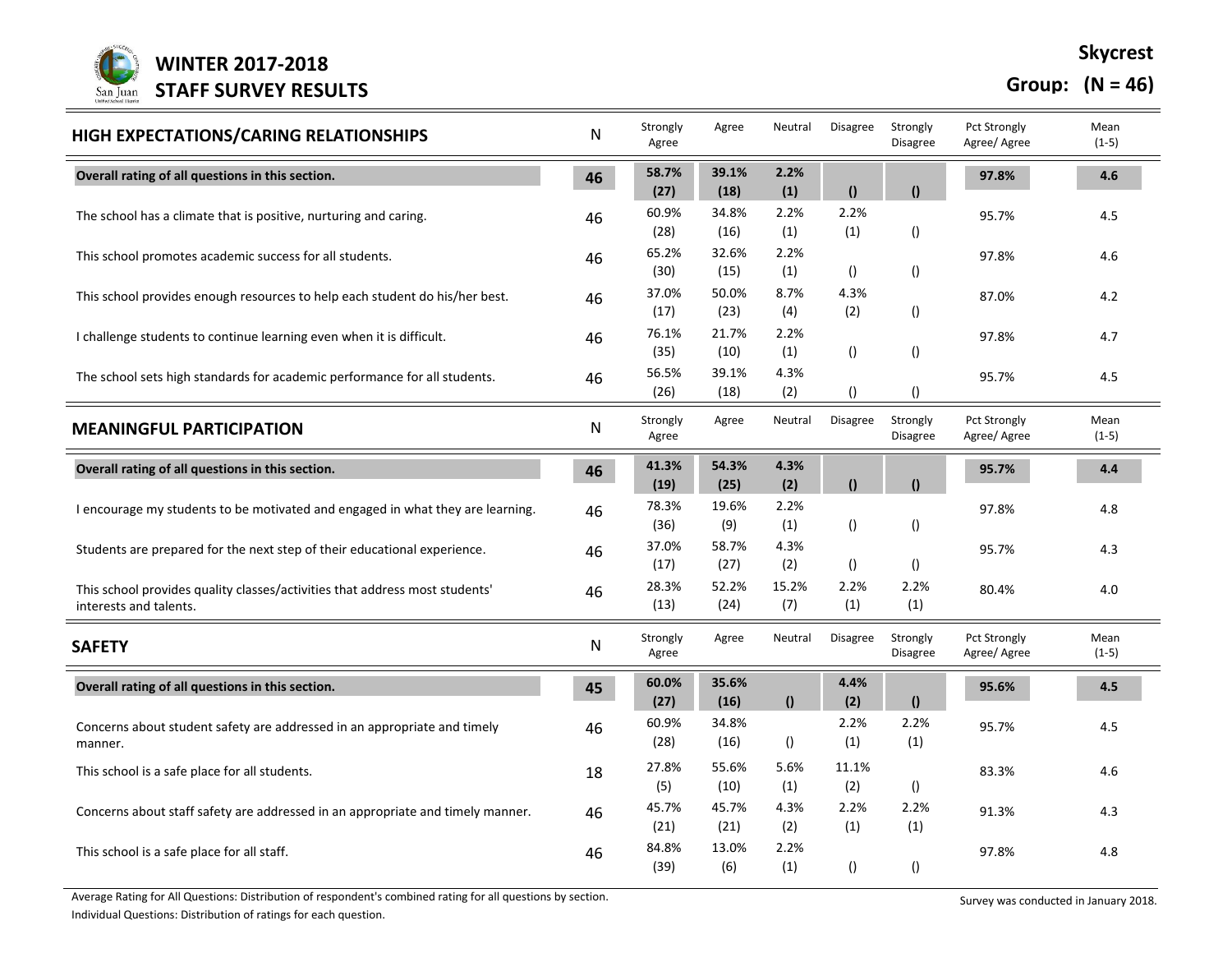# WINTER 2017-2018
# STAFF SURVEY RESULTS

**Skycrest**

**Group: (N = 46)**

| HIGH EXPECTATIONS/CARING RELATIONSHIPS | N | Strongly Agree | Agree | Neutral | Disagree | Strongly Disagree | Pct Strongly Agree/ Agree | Mean (1-5) |
|---|---|---|---|---|---|---|---|---|
| **Overall rating of all questions in this section.** | **46** | **58.7% (27)** | **39.1% (18)** | **2.2% (1)** | **()** | **()** | **97.8%** | **4.6** |
| The school has a climate that is positive, nurturing and caring. | 46 | 60.9% (28) | 34.8% (16) | 2.2% (1) | 2.2% (1) | () | 95.7% | 4.5 |
| This school promotes academic success for all students. | 46 | 65.2% (30) | 32.6% (15) | 2.2% (1) | () | () | 97.8% | 4.6 |
| This school provides enough resources to help each student do his/her best. | 46 | 37.0% (17) | 50.0% (23) | 8.7% (4) | 4.3% (2) | () | 87.0% | 4.2 |
| I challenge students to continue learning even when it is difficult. | 46 | 76.1% (35) | 21.7% (10) | 2.2% (1) | () | () | 97.8% | 4.7 |
| The school sets high standards for academic performance for all students. | 46 | 56.5% (26) | 39.1% (18) | 4.3% (2) | () | () | 95.7% | 4.5 |

| MEANINGFUL PARTICIPATION | N | Strongly Agree | Agree | Neutral | Disagree | Strongly Disagree | Pct Strongly Agree/ Agree | Mean (1-5) |
|---|---|---|---|---|---|---|---|---|
| **Overall rating of all questions in this section.** | **46** | **41.3% (19)** | **54.3% (25)** | **4.3% (2)** | **()** | **()** | **95.7%** | **4.4** |
| I encourage my students to be motivated and engaged in what they are learning. | 46 | 78.3% (36) | 19.6% (9) | 2.2% (1) | () | () | 97.8% | 4.8 |
| Students are prepared for the next step of their educational experience. | 46 | 37.0% (17) | 58.7% (27) | 4.3% (2) | () | () | 95.7% | 4.3 |
| This school provides quality classes/activities that address most students' interests and talents. | 46 | 28.3% (13) | 52.2% (24) | 15.2% (7) | 2.2% (1) | 2.2% (1) | 80.4% | 4.0 |

| SAFETY | N | Strongly Agree | Agree | Neutral | Disagree | Strongly Disagree | Pct Strongly Agree/ Agree | Mean (1-5) |
|---|---|---|---|---|---|---|---|---|
| **Overall rating of all questions in this section.** | **45** | **60.0% (27)** | **35.6% (16)** | **()** | **4.4% (2)** | **()** | **95.6%** | **4.5** |
| Concerns about student safety are addressed in an appropriate and timely manner. | 46 | 60.9% (28) | 34.8% (16) | () | 2.2% (1) | 2.2% (1) | 95.7% | 4.5 |
| This school is a safe place for all students. | 18 | 27.8% (5) | 55.6% (10) | 5.6% (1) | 11.1% (2) | () | 83.3% | 4.6 |
| Concerns about staff safety are addressed in an appropriate and timely manner. | 46 | 45.7% (21) | 45.7% (21) | 4.3% (2) | 2.2% (1) | 2.2% (1) | 91.3% | 4.3 |
| This school is a safe place for all staff. | 46 | 84.8% (39) | 13.0% (6) | 2.2% (1) | () | () | 97.8% | 4.8 |

Average Rating for All Questions: Distribution of respondent's combined rating for all questions by section.
Individual Questions: Distribution of ratings for each question.

Survey was conducted in January 2018.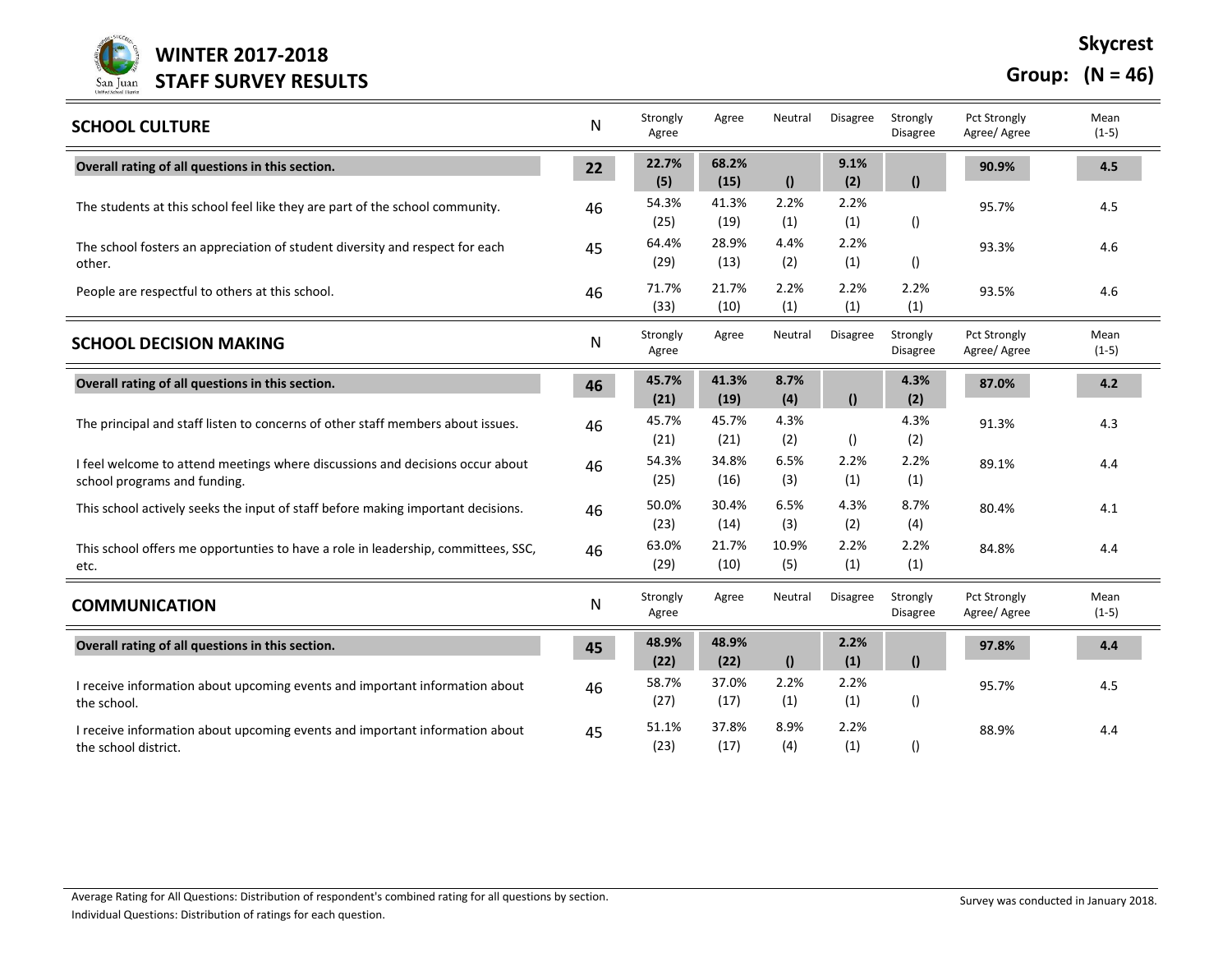# WINTER 2017-2018
# STAFF SURVEY RESULTS

**Skycrest**

**Group: (N = 46)**

| SCHOOL CULTURE | N | Strongly Agree | Agree | Neutral | Disagree | Strongly Disagree | Pct Strongly Agree/ Agree | Mean (1-5) |
|---|---|---|---|---|---|---|---|---|
| **Overall rating of all questions in this section.** | **22** | **22.7% (5)** | **68.2% (15)** | **()** | **9.1% (2)** | **()** | **90.9%** | **4.5** |
| The students at this school feel like they are part of the school community. | 46 | 54.3% (25) | 41.3% (19) | 2.2% (1) | 2.2% (1) | () | 95.7% | 4.5 |
| The school fosters an appreciation of student diversity and respect for each other. | 45 | 64.4% (29) | 28.9% (13) | 4.4% (2) | 2.2% (1) | () | 93.3% | 4.6 |
| People are respectful to others at this school. | 46 | 71.7% (33) | 21.7% (10) | 2.2% (1) | 2.2% (1) | 2.2% (1) | 93.5% | 4.6 |

| SCHOOL DECISION MAKING | N | Strongly Agree | Agree | Neutral | Disagree | Strongly Disagree | Pct Strongly Agree/ Agree | Mean (1-5) |
|---|---|---|---|---|---|---|---|---|
| **Overall rating of all questions in this section.** | **46** | **45.7% (21)** | **41.3% (19)** | **8.7% (4)** | **()** | **4.3% (2)** | **87.0%** | **4.2** |
| The principal and staff listen to concerns of other staff members about issues. | 46 | 45.7% (21) | 45.7% (21) | 4.3% (2) | () | 4.3% (2) | 91.3% | 4.3 |
| I feel welcome to attend meetings where discussions and decisions occur about school programs and funding. | 46 | 54.3% (25) | 34.8% (16) | 6.5% (3) | 2.2% (1) | 2.2% (1) | 89.1% | 4.4 |
| This school actively seeks the input of staff before making important decisions. | 46 | 50.0% (23) | 30.4% (14) | 6.5% (3) | 4.3% (2) | 8.7% (4) | 80.4% | 4.1 |
| This school offers me opportunties to have a role in leadership, committees, SSC, etc. | 46 | 63.0% (29) | 21.7% (10) | 10.9% (5) | 2.2% (1) | 2.2% (1) | 84.8% | 4.4 |

| COMMUNICATION | N | Strongly Agree | Agree | Neutral | Disagree | Strongly Disagree | Pct Strongly Agree/ Agree | Mean (1-5) |
|---|---|---|---|---|---|---|---|---|
| **Overall rating of all questions in this section.** | **45** | **48.9% (22)** | **48.9% (22)** | **()** | **2.2% (1)** | **()** | **97.8%** | **4.4** |
| I receive information about upcoming events and important information about the school. | 46 | 58.7% (27) | 37.0% (17) | 2.2% (1) | 2.2% (1) | () | 95.7% | 4.5 |
| I receive information about upcoming events and important information about the school district. | 45 | 51.1% (23) | 37.8% (17) | 8.9% (4) | 2.2% (1) | () | 88.9% | 4.4 |

Average Rating for All Questions: Distribution of respondent's combined rating for all questions by section.
Individual Questions: Distribution of ratings for each question.

Survey was conducted in January 2018.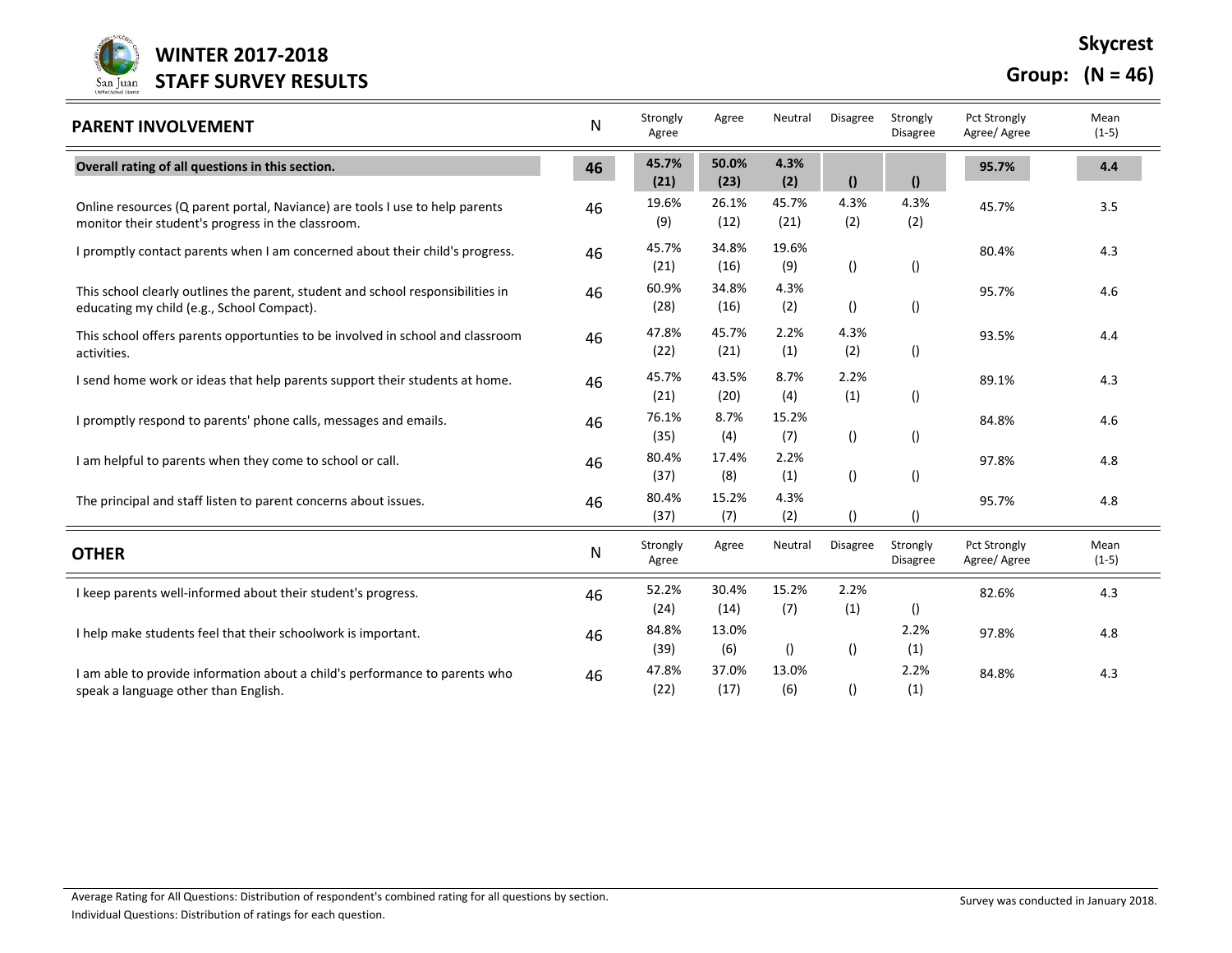# WINTER 2017-2018
# STAFF SURVEY RESULTS

**Skycrest**

**Group: (N = 46)**

| PARENT INVOLVEMENT | N | Strongly Agree | Agree | Neutral | Disagree | Strongly Disagree | Pct Strongly Agree/ Agree | Mean (1-5) |
|---|---|---|---|---|---|---|---|---|
| **Overall rating of all questions in this section.** | **46** | **45.7% (21)** | **50.0% (23)** | **4.3% (2)** | **()** | **()** | **95.7%** | **4.4** |
| Online resources (Q parent portal, Naviance) are tools I use to help parents monitor their student's progress in the classroom. | 46 | 19.6% (9) | 26.1% (12) | 45.7% (21) | 4.3% (2) | 4.3% (2) | 45.7% | 3.5 |
| I promptly contact parents when I am concerned about their child's progress. | 46 | 45.7% (21) | 34.8% (16) | 19.6% (9) | () | () | 80.4% | 4.3 |
| This school clearly outlines the parent, student and school responsibilities in educating my child (e.g., School Compact). | 46 | 60.9% (28) | 34.8% (16) | 4.3% (2) | () | () | 95.7% | 4.6 |
| This school offers parents opportunties to be involved in school and classroom activities. | 46 | 47.8% (22) | 45.7% (21) | 2.2% (1) | 4.3% (2) | () | 93.5% | 4.4 |
| I send home work or ideas that help parents support their students at home. | 46 | 45.7% (21) | 43.5% (20) | 8.7% (4) | 2.2% (1) | () | 89.1% | 4.3 |
| I promptly respond to parents' phone calls, messages and emails. | 46 | 76.1% (35) | 8.7% (4) | 15.2% (7) | () | () | 84.8% | 4.6 |
| I am helpful to parents when they come to school or call. | 46 | 80.4% (37) | 17.4% (8) | 2.2% (1) | () | () | 97.8% | 4.8 |
| The principal and staff listen to parent concerns about issues. | 46 | 80.4% (37) | 15.2% (7) | 4.3% (2) | () | () | 95.7% | 4.8 |

| OTHER | N | Strongly Agree | Agree | Neutral | Disagree | Strongly Disagree | Pct Strongly Agree/ Agree | Mean (1-5) |
|---|---|---|---|---|---|---|---|---|
| I keep parents well-informed about their student's progress. | 46 | 52.2% (24) | 30.4% (14) | 15.2% (7) | 2.2% (1) | () | 82.6% | 4.3 |
| I help make students feel that their schoolwork is important. | 46 | 84.8% (39) | 13.0% (6) | () | () | 2.2% (1) | 97.8% | 4.8 |
| I am able to provide information about a child's performance to parents who speak a language other than English. | 46 | 47.8% (22) | 37.0% (17) | 13.0% (6) | () | 2.2% (1) | 84.8% | 4.3 |

Average Rating for All Questions: Distribution of respondent's combined rating for all questions by section.
Individual Questions: Distribution of ratings for each question.

Survey was conducted in January 2018.